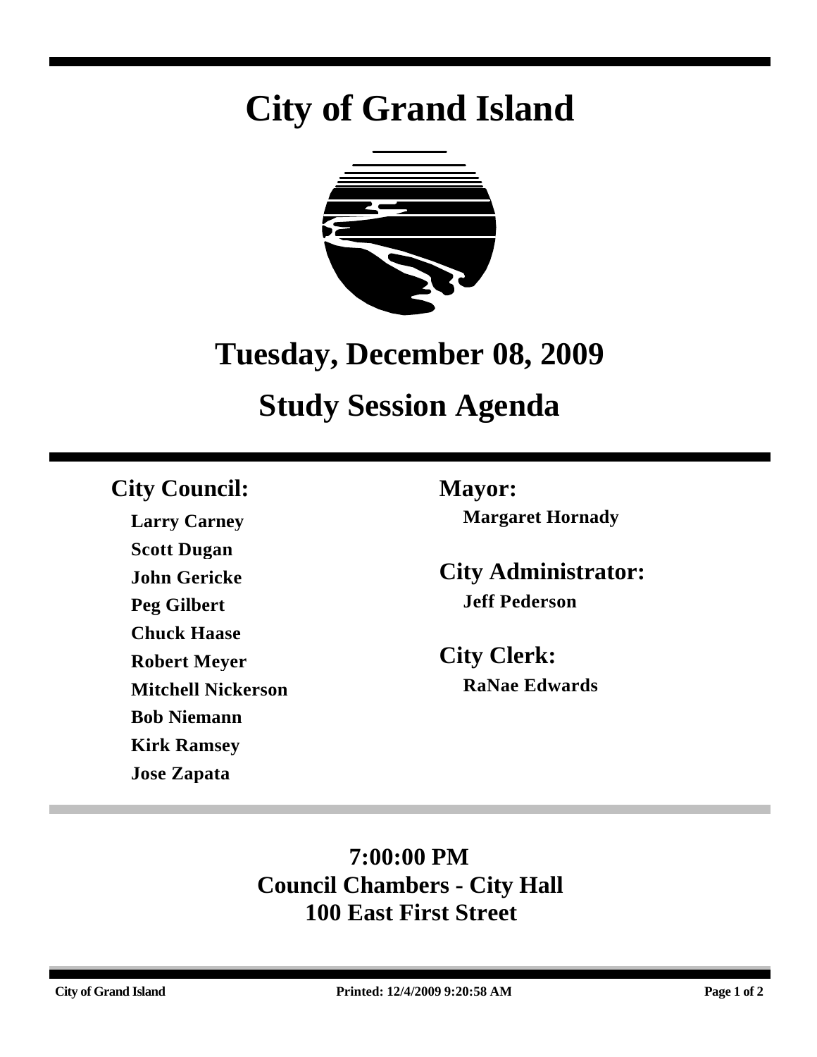# City of Grand Island

## Tuesday, December 08, 2009

## Study Session Agenda

**City Council:**

- Larry Carney
- Scott Dugan
- John Gericke
- Peg Gilbert
- Chuck Haase
- Robert Meyer
- Mitchell Nickerson
- Bob Niemann
- Kirk Ramsey
- Jose Zapata

**Mayor:**

Margaret Hornady

**City Administrator:**

Jeff Pederson

**City Clerk:**

RaNae Edwards

**7:00:00 PM**
**Council Chambers - City Hall**
**100 East First Street**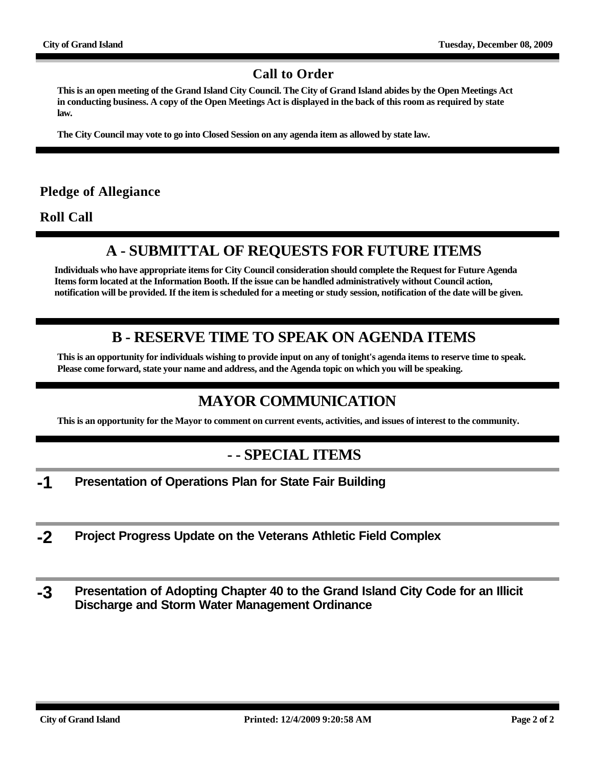## Call to Order

**This is an open meeting of the Grand Island City Council. The City of Grand Island abides by the Open Meetings Act in conducting business. A copy of the Open Meetings Act is displayed in the back of this room as required by state law.**

**The City Council may vote to go into Closed Session on any agenda item as allowed by state law.**

### Pledge of Allegiance

### Roll Call

## A - SUBMITTAL OF REQUESTS FOR FUTURE ITEMS

**Individuals who have appropriate items for City Council consideration should complete the Request for Future Agenda Items form located at the Information Booth. If the issue can be handled administratively without Council action, notification will be provided. If the item is scheduled for a meeting or study session, notification of the date will be given.**

## B - RESERVE TIME TO SPEAK ON AGENDA ITEMS

**This is an opportunity for individuals wishing to provide input on any of tonight's agenda items to reserve time to speak. Please come forward, state your name and address, and the Agenda topic on which you will be speaking.**

## MAYOR COMMUNICATION

**This is an opportunity for the Mayor to comment on current events, activities, and issues of interest to the community.**

## - - SPECIAL ITEMS

**-1** **Presentation of Operations Plan for State Fair Building**

**-2** **Project Progress Update on the Veterans Athletic Field Complex**

**-3** **Presentation of Adopting Chapter 40 to the Grand Island City Code for an Illicit Discharge and Storm Water Management Ordinance**